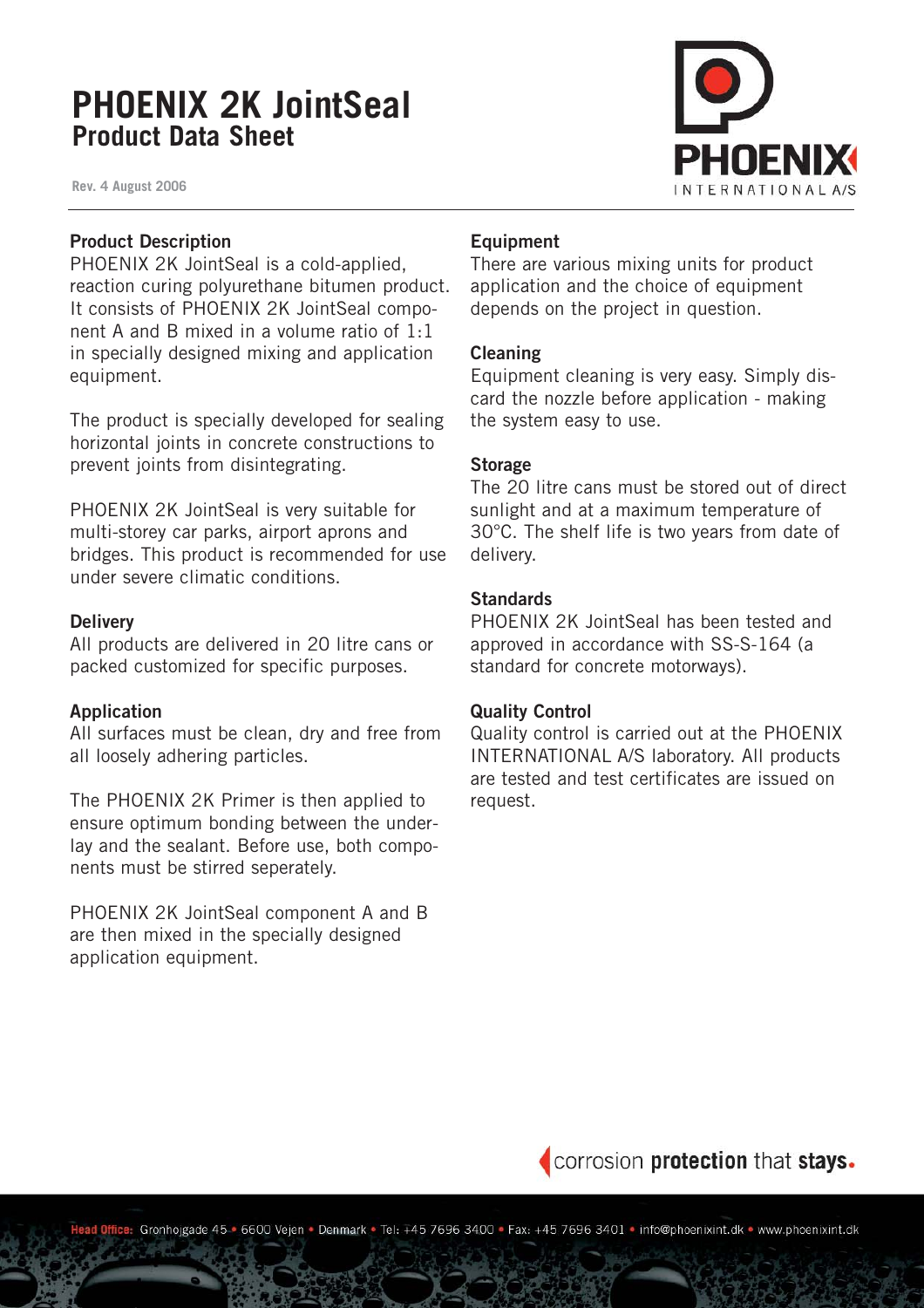# PHOENIX 2K JointSeal
## Product Data Sheet

Rev. 4 August 2006

### Product Description

PHOENIX 2K JointSeal is a cold-applied, reaction curing polyurethane bitumen product. It consists of PHOENIX 2K JointSeal component A and B mixed in a volume ratio of 1:1 in specially designed mixing and application equipment.

The product is specially developed for sealing horizontal joints in concrete constructions to prevent joints from disintegrating.

PHOENIX 2K JointSeal is very suitable for multi-storey car parks, airport aprons and bridges. This product is recommended for use under severe climatic conditions.

### Delivery

All products are delivered in 20 litre cans or packed customized for specific purposes.

### Application

All surfaces must be clean, dry and free from all loosely adhering particles.

The PHOENIX 2K Primer is then applied to ensure optimum bonding between the underlay and the sealant. Before use, both components must be stirred seperately.

PHOENIX 2K JointSeal component A and B are then mixed in the specially designed application equipment.

### Equipment

There are various mixing units for product application and the choice of equipment depends on the project in question.

### Cleaning

Equipment cleaning is very easy. Simply discard the nozzle before application - making the system easy to use.

### Storage

The 20 litre cans must be stored out of direct sunlight and at a maximum temperature of 30°C. The shelf life is two years from date of delivery.

### Standards

PHOENIX 2K JointSeal has been tested and approved in accordance with SS-S-164 (a standard for concrete motorways).

### Quality Control

Quality control is carried out at the PHOENIX INTERNATIONAL A/S laboratory. All products are tested and test certificates are issued on request.

corrosion **protection** that **stays**.

**Head Office:** Gronhojgade 45 • 6600 Vejen • Denmark • Tel: +45 7696 3400 • Fax: +45 7696 3401 • info@phoenixint.dk • www.phoenixint.dk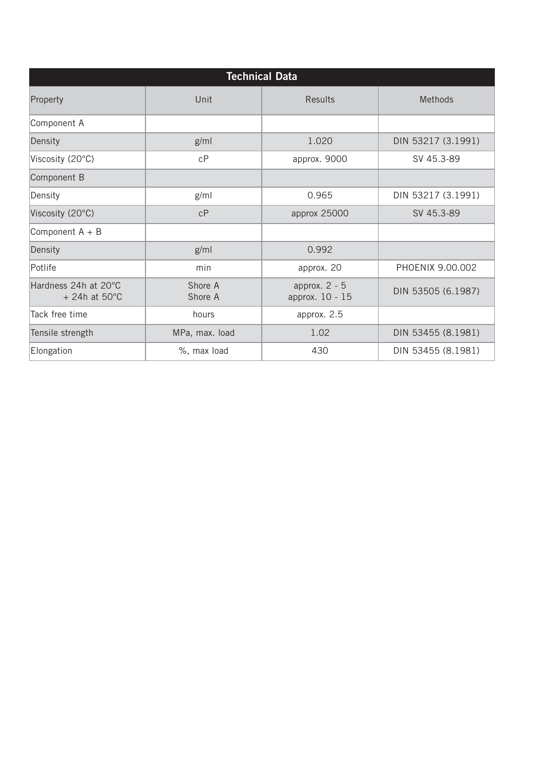## Technical Data

| Property | Unit | Results | Methods |
|---|---|---|---|
| Component A | | | |
| Density | g/ml | 1.020 | DIN 53217 (3.1991) |
| Viscosity (20°C) | cP | approx. 9000 | SV 45.3-89 |
| Component B | | | |
| Density | g/ml | 0.965 | DIN 53217 (3.1991) |
| Viscosity (20°C) | cP | approx 25000 | SV 45.3-89 |
| Component A + B | | | |
| Density | g/ml | 0.992 | |
| Potlife | min | approx. 20 | PHOENIX 9.00.002 |
| Hardness 24h at 20°C<br>+ 24h at 50°C | Shore A<br>Shore A | approx. 2 - 5<br>approx. 10 - 15 | DIN 53505 (6.1987) |
| Tack free time | hours | approx. 2.5 | |
| Tensile strength | MPa, max. load | 1.02 | DIN 53455 (8.1981) |
| Elongation | %, max load | 430 | DIN 53455 (8.1981) |